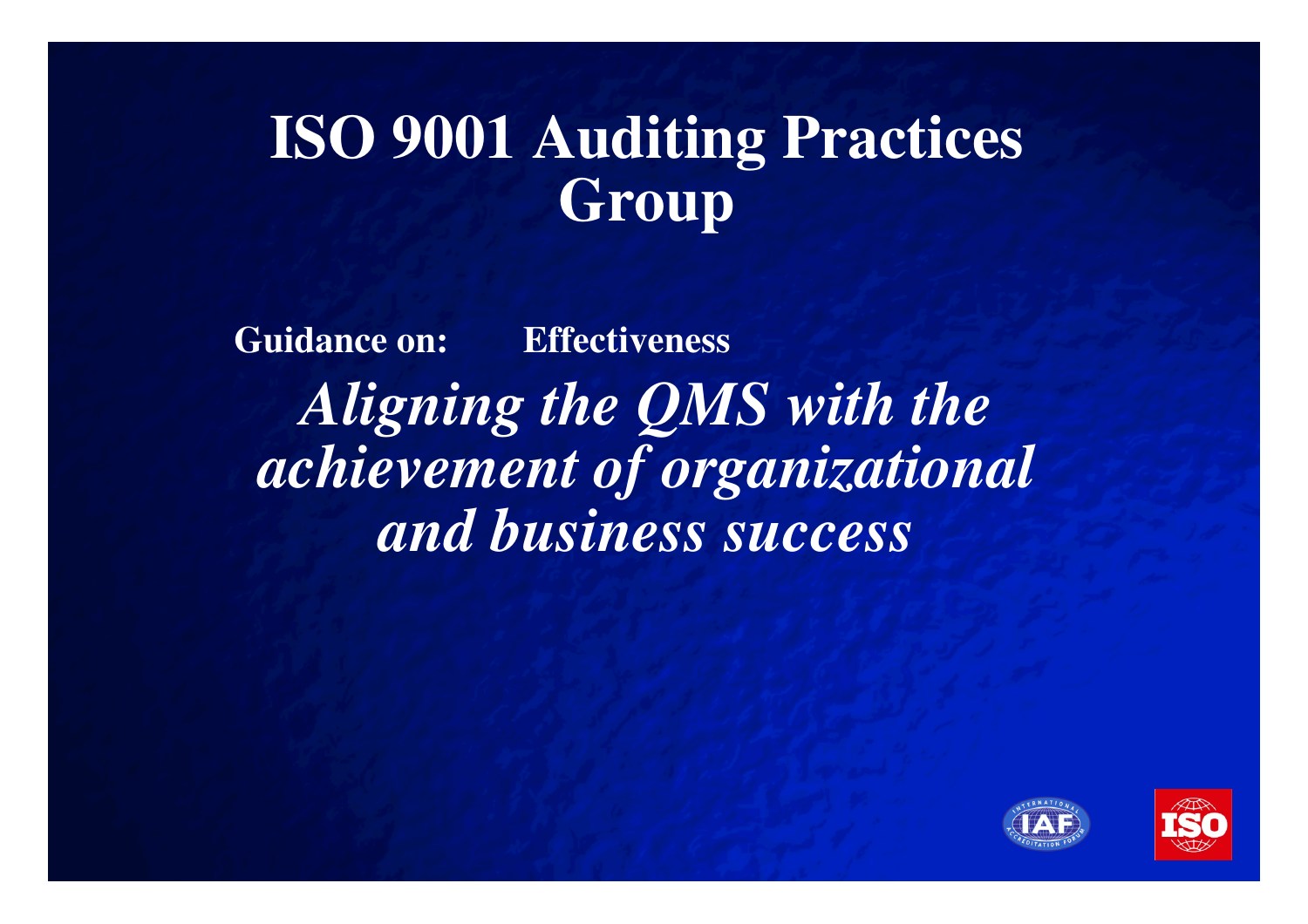# ISO 9001 Auditing Practices Group

**Guidance on: Effectiveness**

***Aligning the QMS with the achievement of organizational and business success***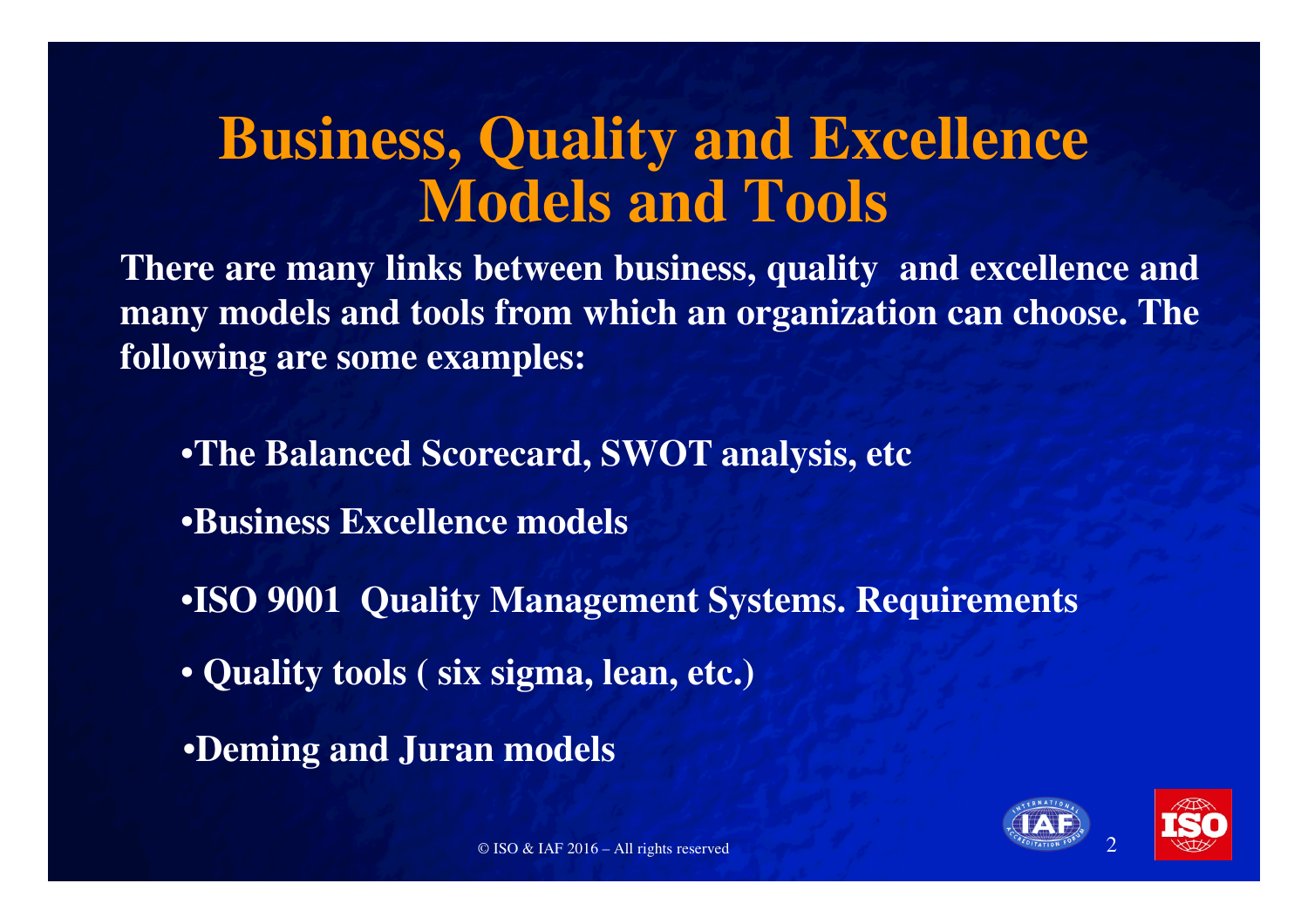# Business, Quality and Excellence Models and Tools

**There are many links between business, quality and excellence and many models and tools from which an organization can choose. The following are some examples:**

- **The Balanced Scorecard, SWOT analysis, etc**
- **Business Excellence models**
- **ISO 9001 Quality Management Systems. Requirements**
- **Quality tools ( six sigma, lean, etc.)**
- **Deming and Juran models**

© ISO & IAF 2016 – All rights reserved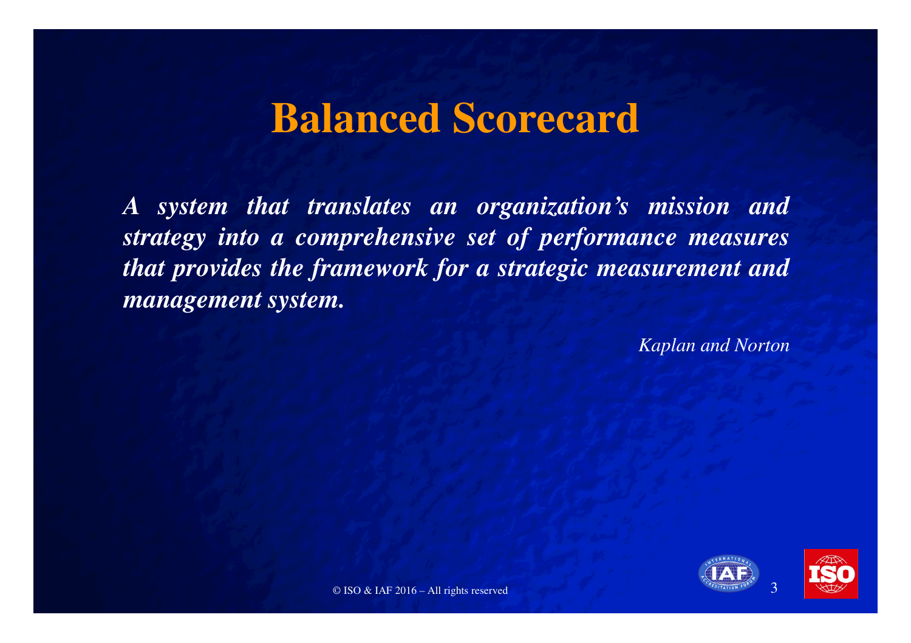# Balanced Scorecard

***A system that translates an organization's mission and strategy into a comprehensive set of performance measures that provides the framework for a strategic measurement and management system.***

*Kaplan and Norton*

© ISO & IAF 2016 – All rights reserved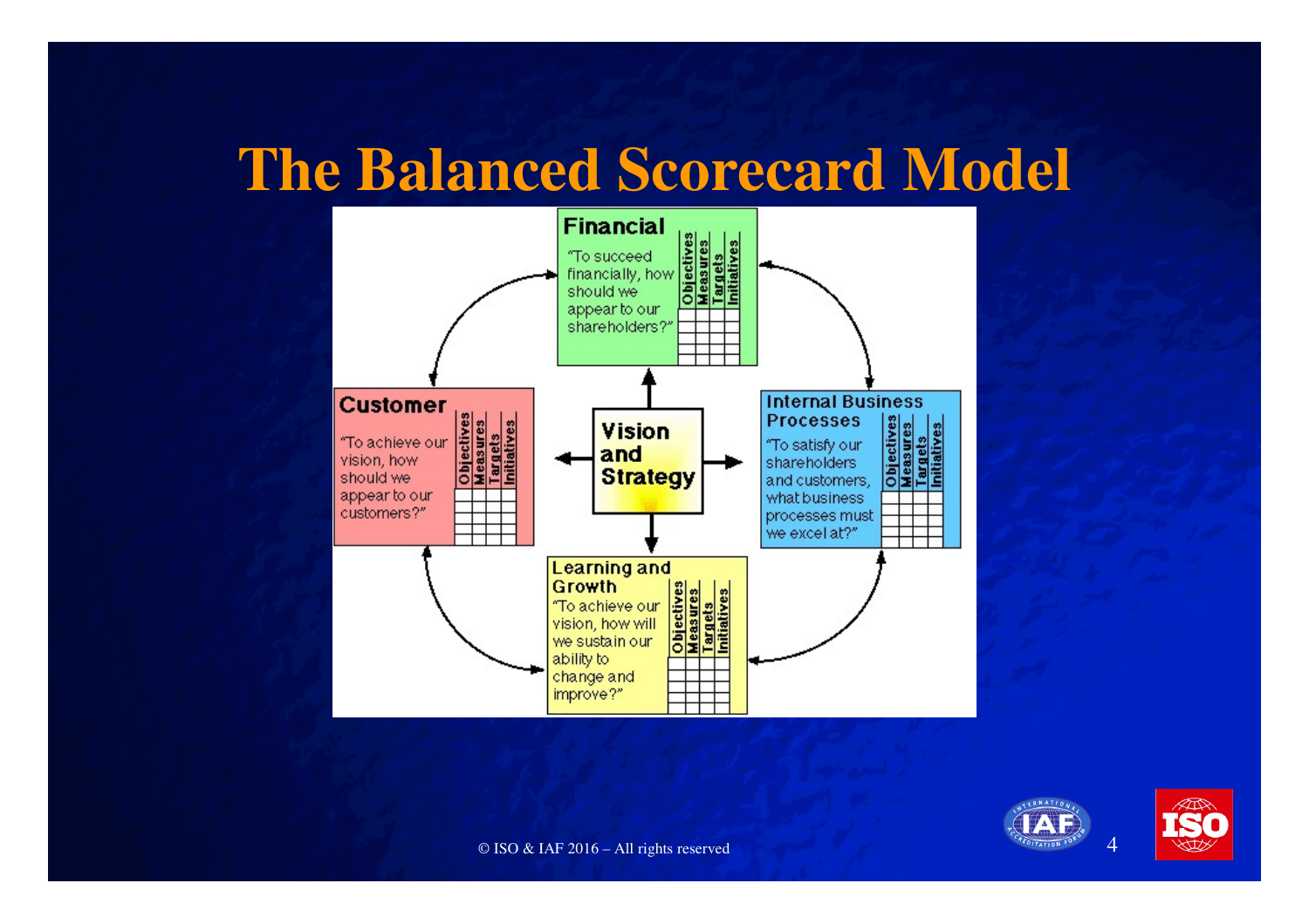# The Balanced Scorecard Model

**Financial**

"To succeed financially, how should we appear to our shareholders?"

| Objectives | Measures | Targets | Initiatives |
|---|---|---|---|
| | | | |

**Customer**

"To achieve our vision, how should we appear to our customers?"

| Objectives | Measures | Targets | Initiatives |
|---|---|---|---|
| | | | |

**Vision and Strategy**

**Internal Business Processes**

"To satisfy our shareholders and customers, what business processes must we excel at?"

| Objectives | Measures | Targets | Initiatives |
|---|---|---|---|
| | | | |

**Learning and Growth**

"To achieve our vision, how will we sustain our ability to change and improve?"

| Objectives | Measures | Targets | Initiatives |
|---|---|---|---|
| | | | |

© ISO & IAF 2016 – All rights reserved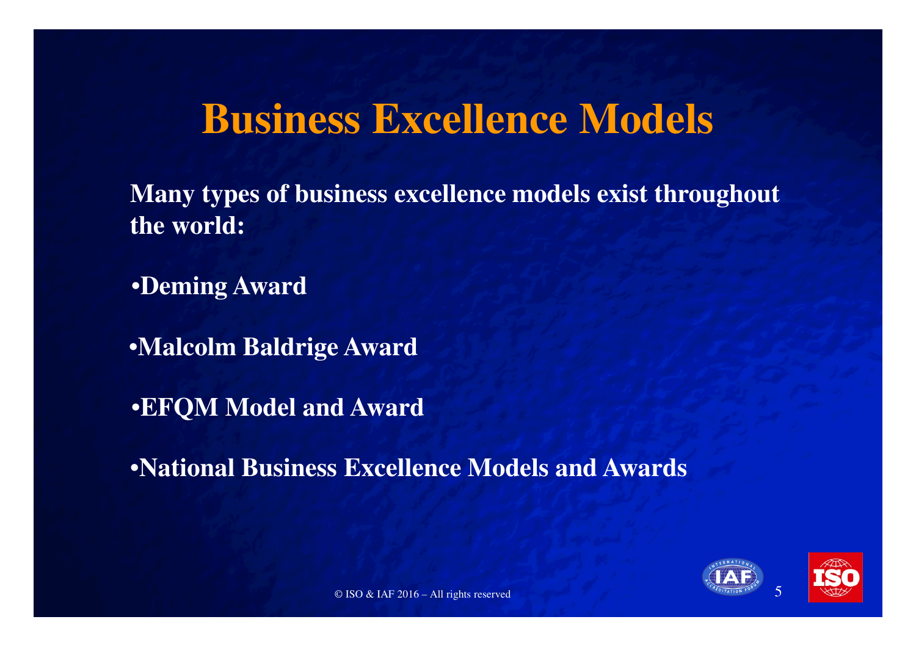# Business Excellence Models

**Many types of business excellence models exist throughout the world:**

- **Deming Award**
- **Malcolm Baldrige Award**
- **EFQM Model and Award**
- **National Business Excellence Models and Awards**

© ISO & IAF 2016 – All rights reserved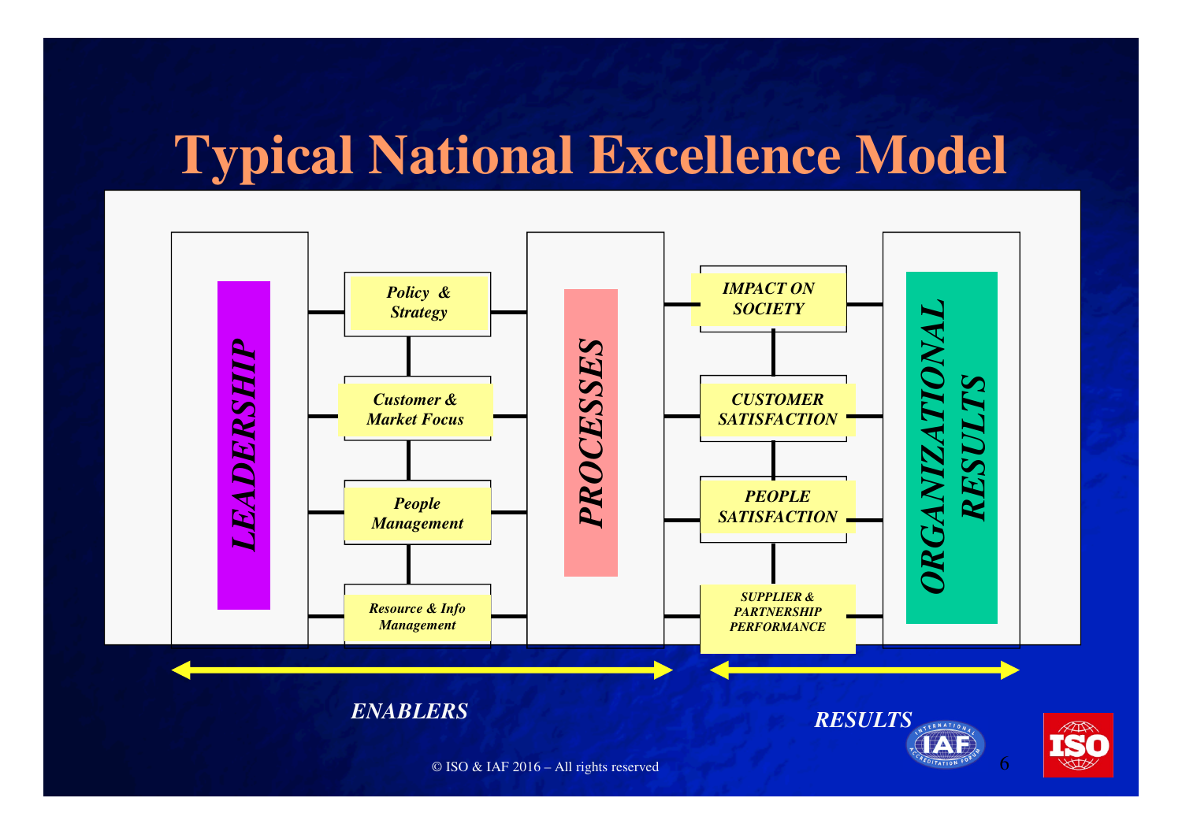# Typical National Excellence Model

LEADERSHIP

*Policy & Strategy*

*Customer & Market Focus*

*People Management*

*Resource & Info Management*

PROCESSES

*IMPACT ON SOCIETY*

*CUSTOMER SATISFACTION*

*PEOPLE SATISFACTION*

*SUPPLIER & PARTNERSHIP PERFORMANCE*

ORGANIZATIONAL RESULTS

*ENABLERS*

*RESULTS*

© ISO & IAF 2016 – All rights reserved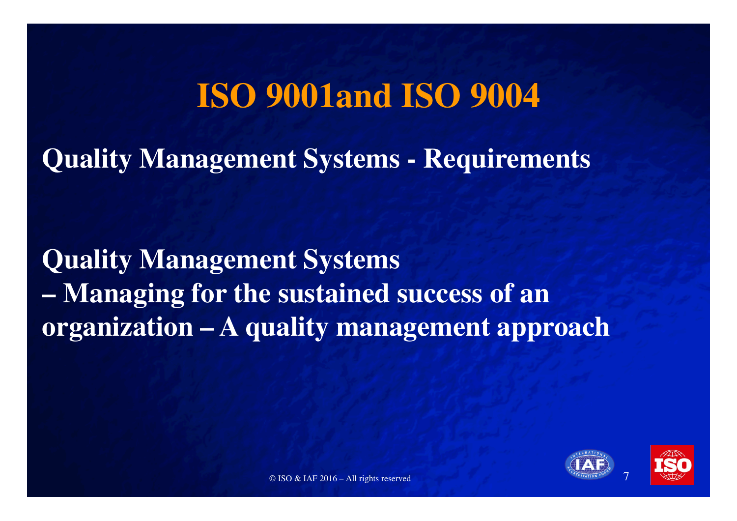# ISO 9001and ISO 9004

**Quality Management Systems - Requirements**

**Quality Management Systems – Managing for the sustained success of an organization – A quality management approach**

© ISO & IAF 2016 – All rights reserved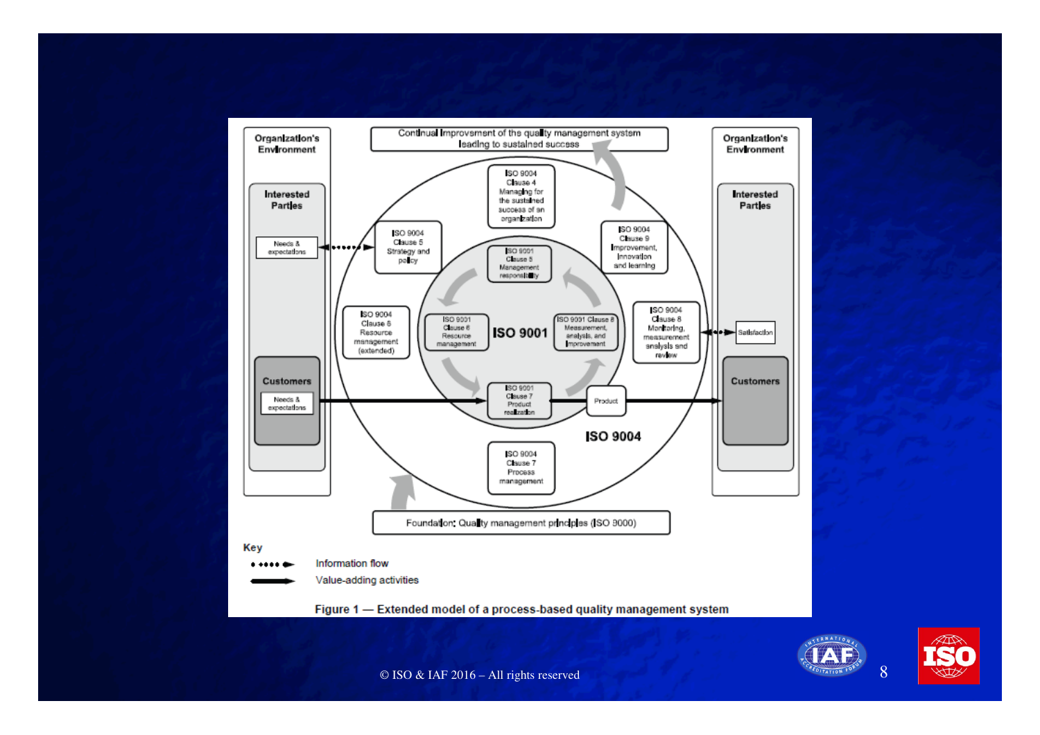Organization's Environment

Interested Parties

Needs & expectations

Customers

Needs & expectations

Continual improvement of the quality management system leading to sustained success

ISO 9004 Clause 4 Managing for the sustained success of an organization

ISO 9004 Clause 5 Strategy and policy

ISO 9004 Clause 9 Improvement, innovation and learning

ISO 9001 Clause 5 Management responsibility

ISO 9004 Clause 6 Resource management (extended)

ISO 9001 Clause 6 Resource management

ISO 9001

ISO 9001 Clause 8 Measurement, analysis, and improvement

ISO 9004 Clause 8 Monitoring, measurement analysis and review

ISO 9001 Clause 7 Product realization

Product

ISO 9004

ISO 9004 Clause 7 Process management

Foundation: Quality management principles (ISO 9000)

Organization's Environment

Interested Parties

Satisfaction

Customers

Key

Information flow

Value-adding activities

**Figure 1 — Extended model of a process-based quality management system**

© ISO & IAF 2016 – All rights reserved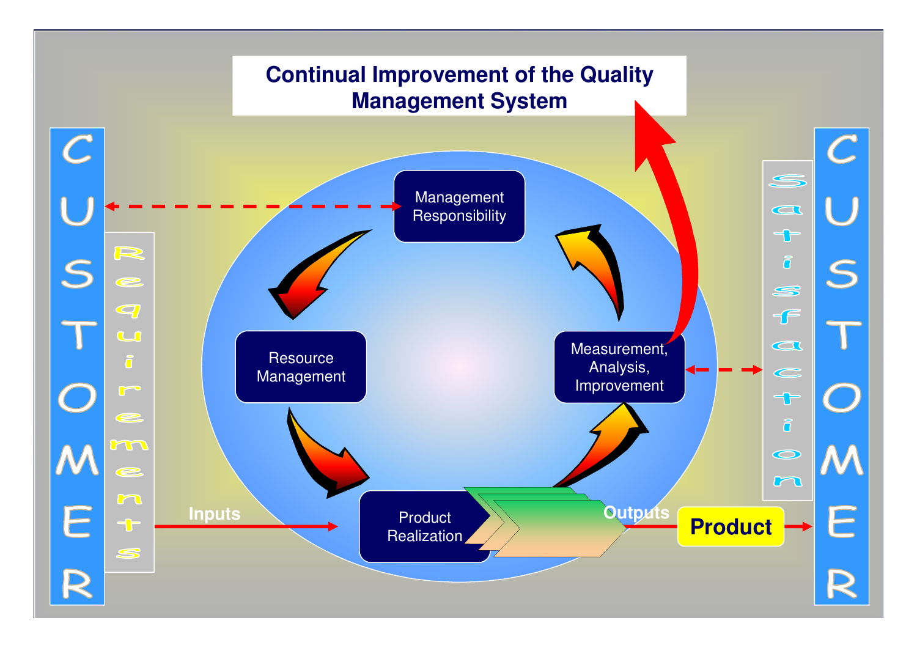# Continual Improvement of the Quality Management System

CUSTOMER

Requirements

Management Responsibility

Resource Management

Measurement, Analysis, Improvement

Inputs

Product Realization

Outputs

Product

Satisfaction

CUSTOMER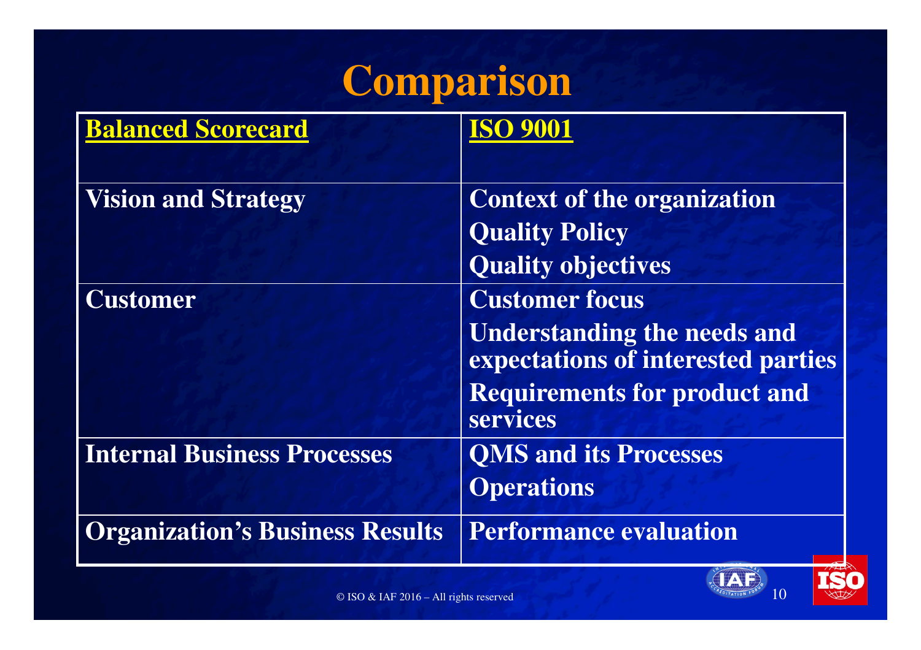# Comparison

| Balanced Scorecard | ISO 9001 |
|---|---|
| Vision and Strategy | Context of the organization<br>Quality Policy<br>Quality objectives |
| Customer | Customer focus<br>Understanding the needs and expectations of interested parties<br>Requirements for product and services |
| Internal Business Processes | QMS and its Processes<br>Operations |
| Organization's Business Results | Performance evaluation |

© ISO & IAF 2016 – All rights reserved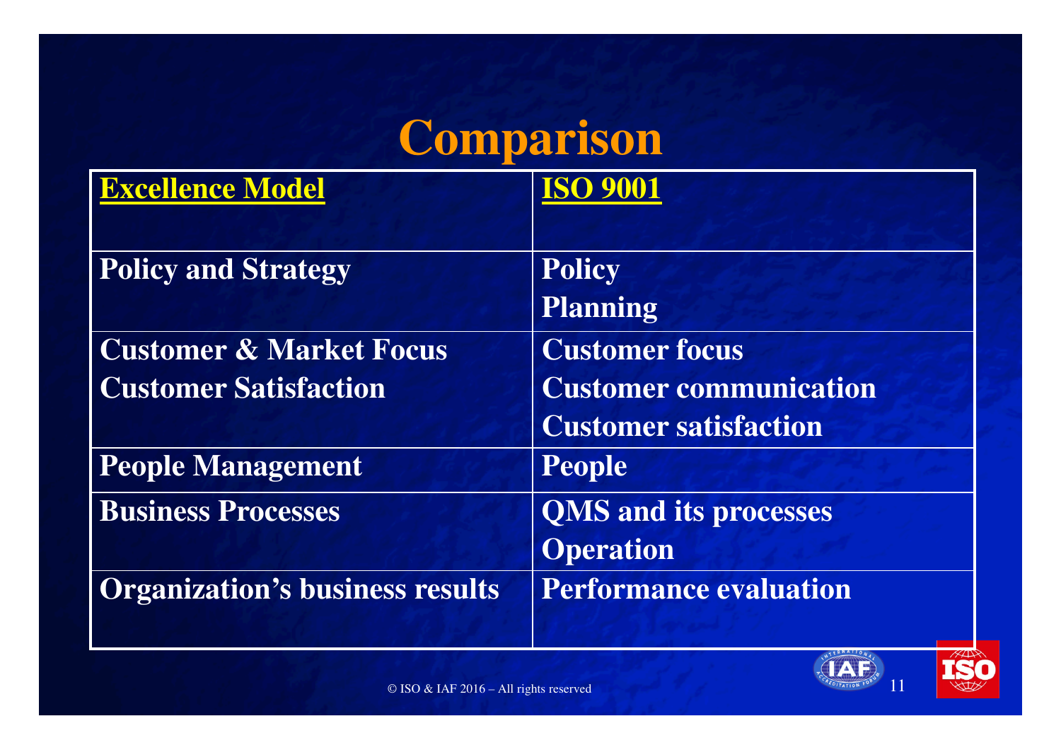# Comparison

| Excellence Model | ISO 9001 |
| --- | --- |
| Policy and Strategy | Policy<br>Planning |
| Customer & Market Focus<br>Customer Satisfaction | Customer focus<br>Customer communication<br>Customer satisfaction |
| People Management | People |
| Business Processes | QMS and its processes<br>Operation |
| Organization's business results | Performance evaluation |

© ISO & IAF 2016 – All rights reserved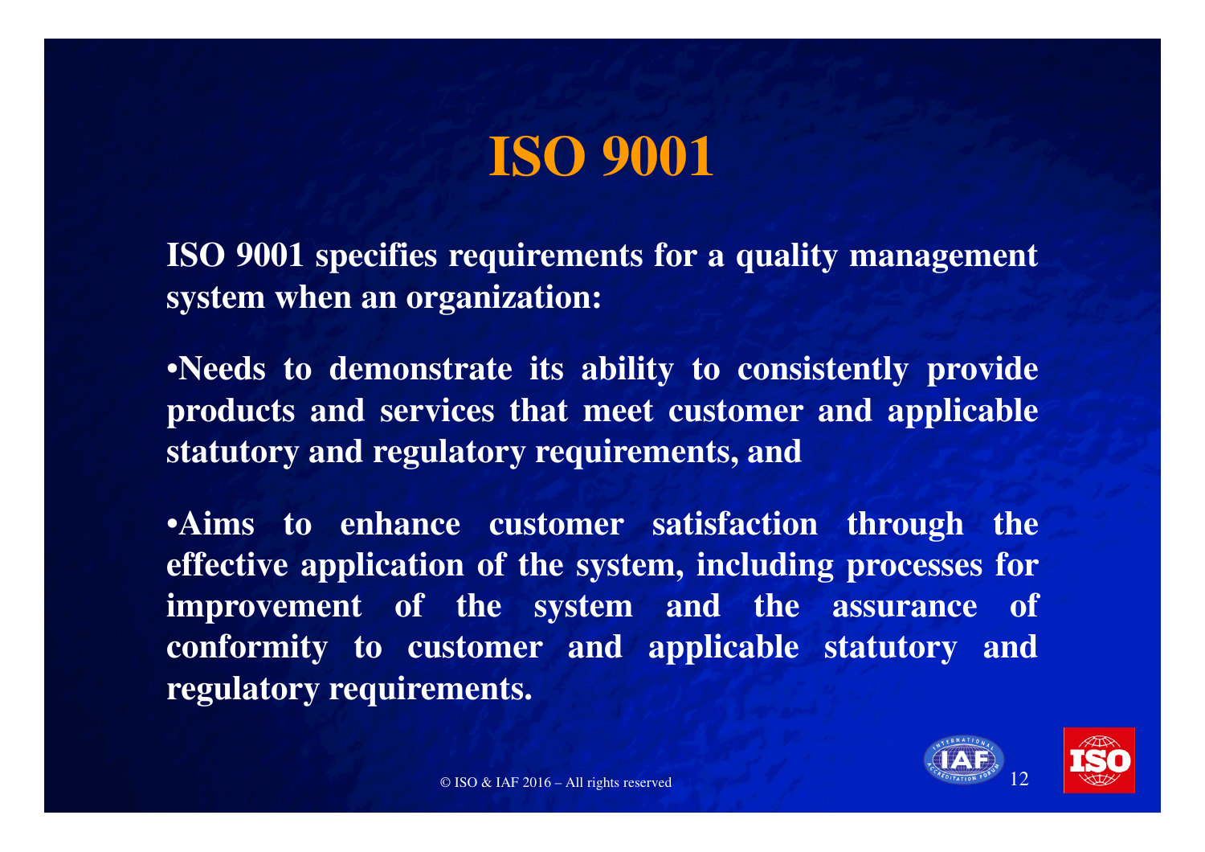# ISO 9001

**ISO 9001 specifies requirements for a quality management system when an organization:**

- **Needs to demonstrate its ability to consistently provide products and services that meet customer and applicable statutory and regulatory requirements, and**

- **Aims to enhance customer satisfaction through the effective application of the system, including processes for improvement of the system and the assurance of conformity to customer and applicable statutory and regulatory requirements.**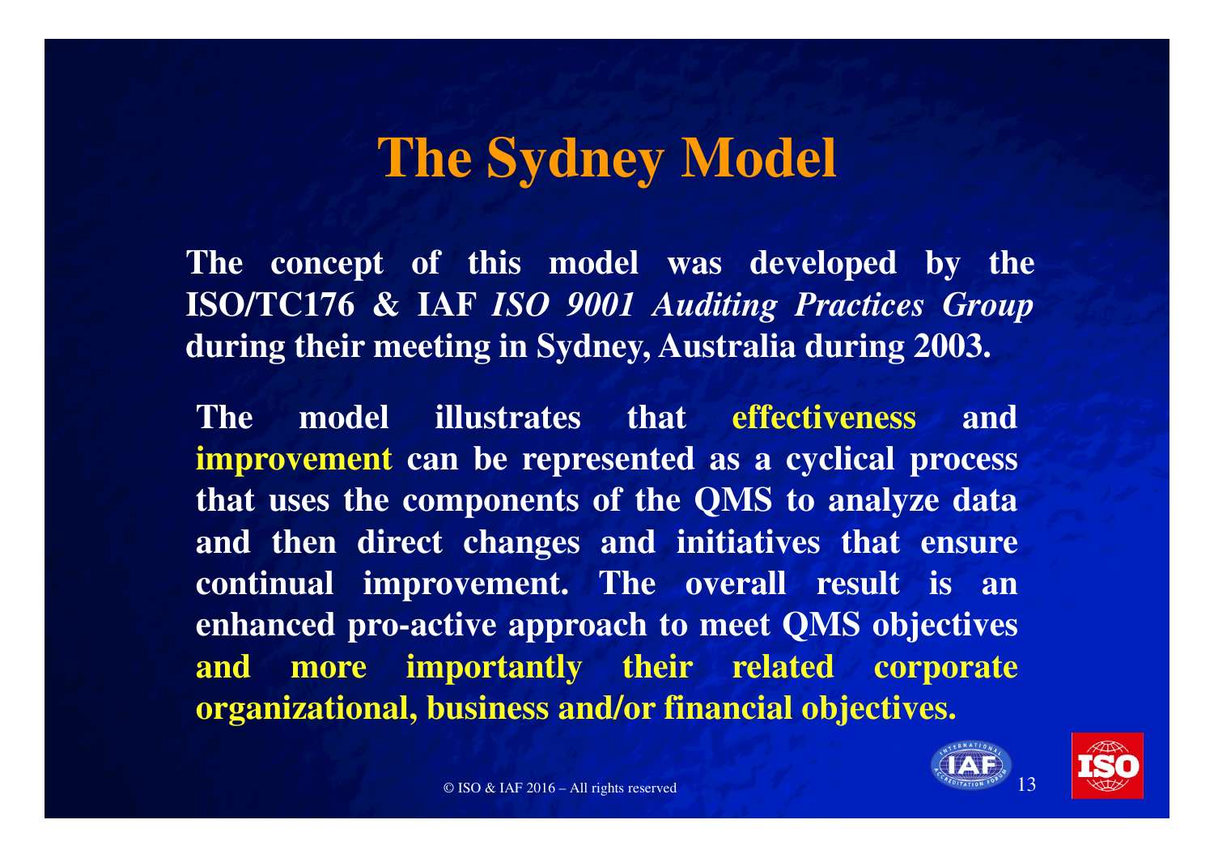# The Sydney Model

**The concept of this model was developed by the ISO/TC176 & IAF *ISO 9001 Auditing Practices Group* during their meeting in Sydney, Australia during 2003.**

**The model illustrates that effectiveness and improvement can be represented as a cyclical process that uses the components of the QMS to analyze data and then direct changes and initiatives that ensure continual improvement. The overall result is an enhanced pro-active approach to meet QMS objectives and more importantly their related corporate organizational, business and/or financial objectives.**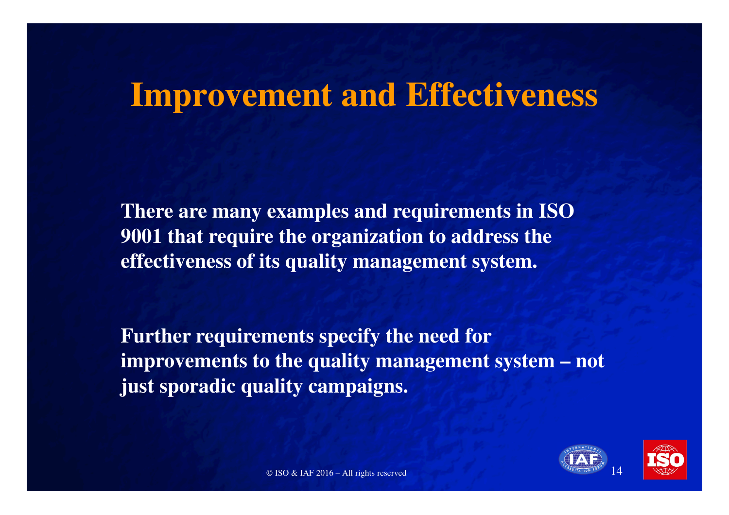# Improvement and Effectiveness

**There are many examples and requirements in ISO 9001 that require the organization to address the effectiveness of its quality management system.**

**Further requirements specify the need for improvements to the quality management system – not just sporadic quality campaigns.**

© ISO & IAF 2016 – All rights reserved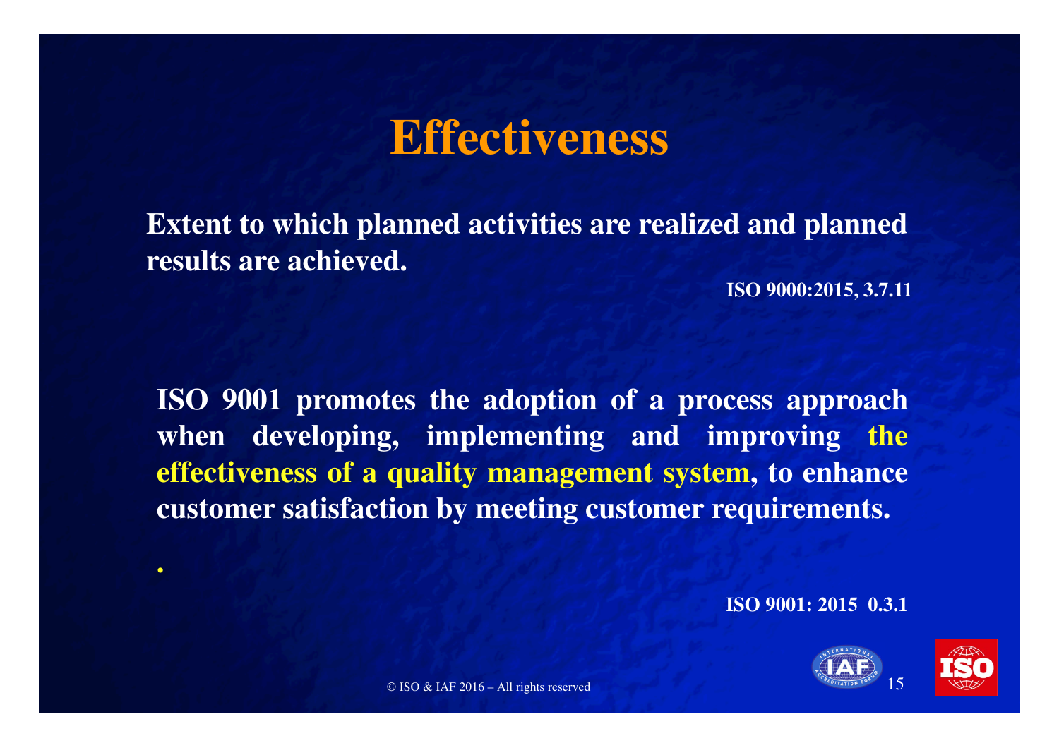# Effectiveness

**Extent to which planned activities are realized and planned results are achieved.**

**ISO 9000:2015, 3.7.11**

**ISO 9001 promotes the adoption of a process approach when developing, implementing and improving the effectiveness of a quality management system, to enhance customer satisfaction by meeting customer requirements.**

**ISO 9001: 2015 0.3.1**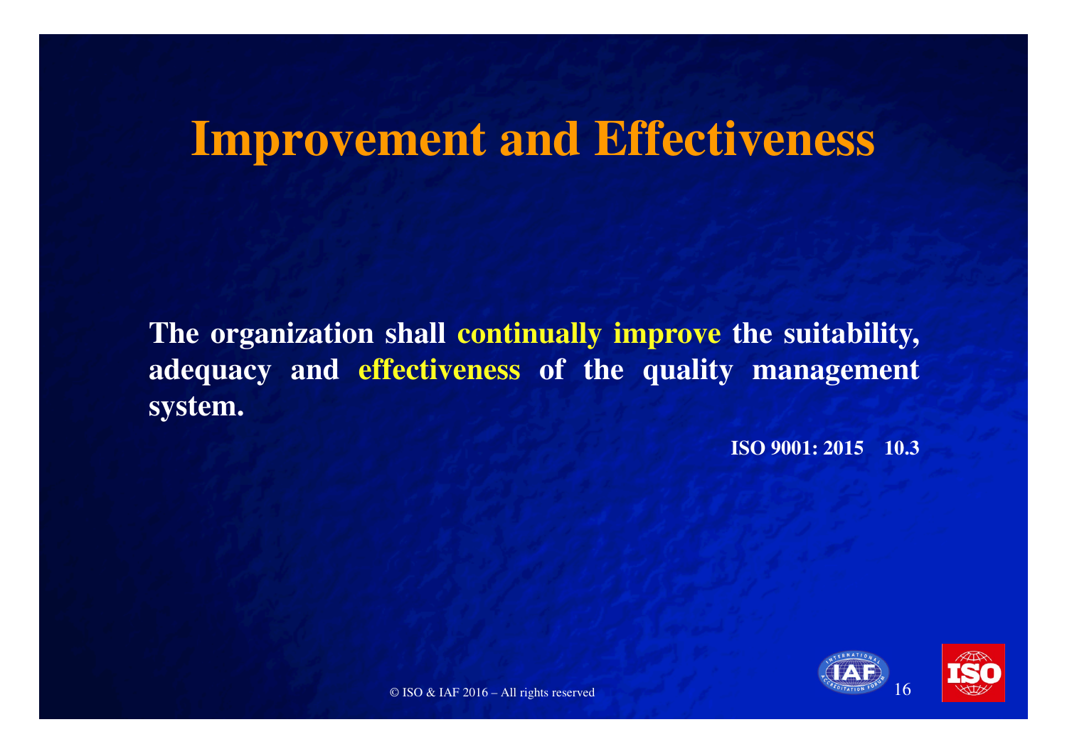# Improvement and Effectiveness

**The organization shall continually improve the suitability, adequacy and effectiveness of the quality management system.**

**ISO 9001: 2015 10.3**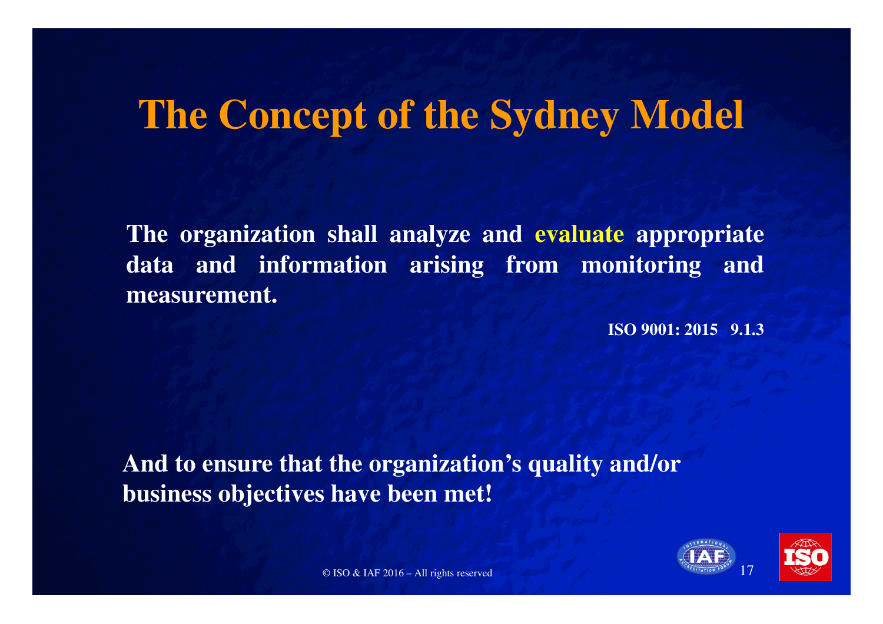# The Concept of the Sydney Model

**The organization shall analyze and evaluate appropriate data and information arising from monitoring and measurement.**

**ISO 9001: 2015 9.1.3**

**And to ensure that the organization's quality and/or business objectives have been met!**

© ISO & IAF 2016 – All rights reserved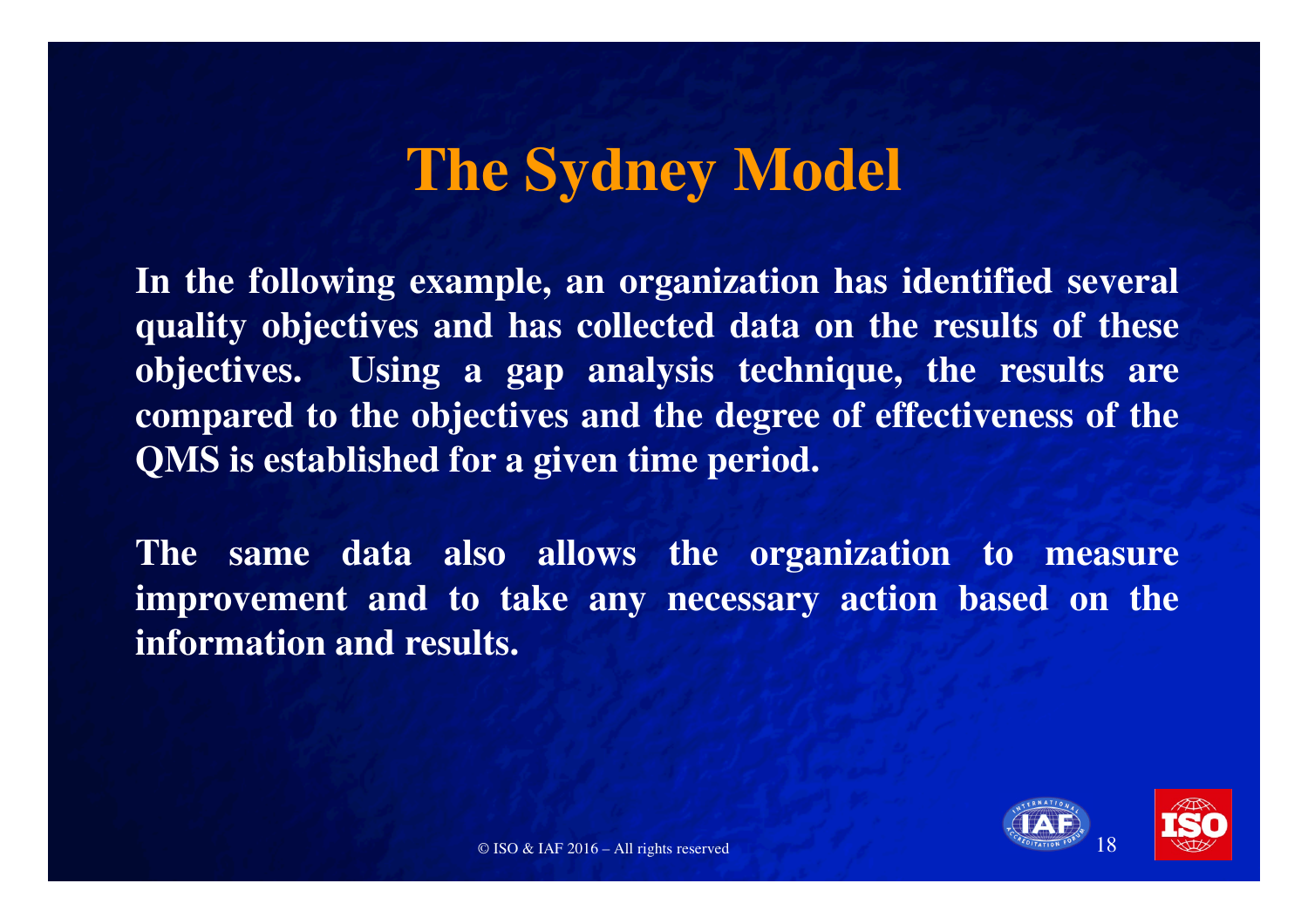# The Sydney Model

**In the following example, an organization has identified several quality objectives and has collected data on the results of these objectives. Using a gap analysis technique, the results are compared to the objectives and the degree of effectiveness of the QMS is established for a given time period.**

**The same data also allows the organization to measure improvement and to take any necessary action based on the information and results.**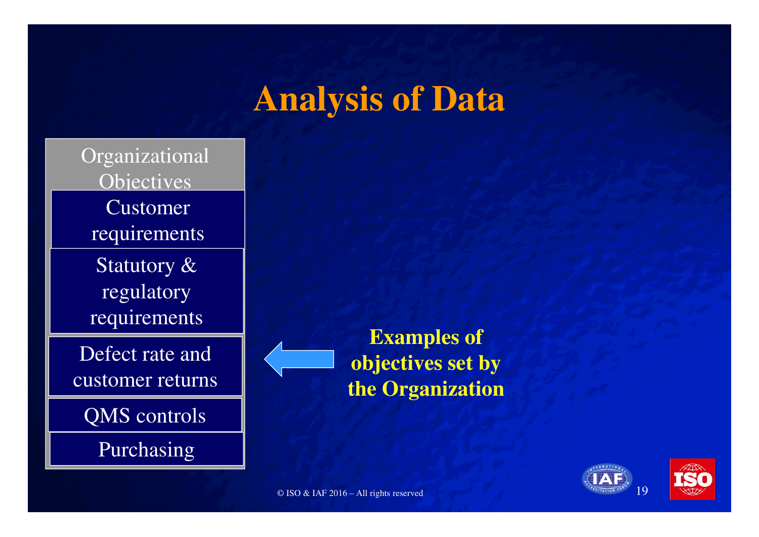# Analysis of Data

- Organizational Objectives
  - Customer requirements
  - Statutory & regulatory requirements
  - Defect rate and customer returns
  - QMS controls
  - Purchasing

**Examples of objectives set by the Organization**

© ISO & IAF 2016 – All rights reserved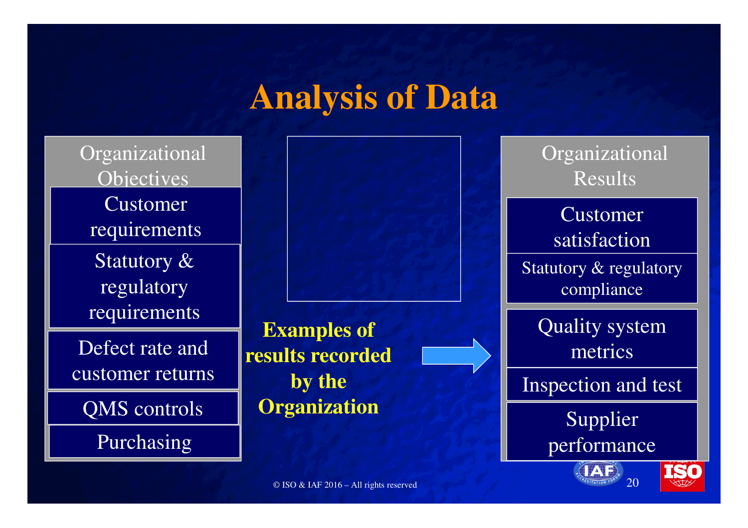# Analysis of Data

**Organizational Objectives**

- Customer requirements
- Statutory & regulatory requirements
- Defect rate and customer returns
- QMS controls
- Purchasing

**Examples of results recorded by the Organization**

**Organizational Results**

- Customer satisfaction
- Statutory & regulatory compliance
- Quality system metrics
- Inspection and test
- Supplier performance

© ISO & IAF 2016 – All rights reserved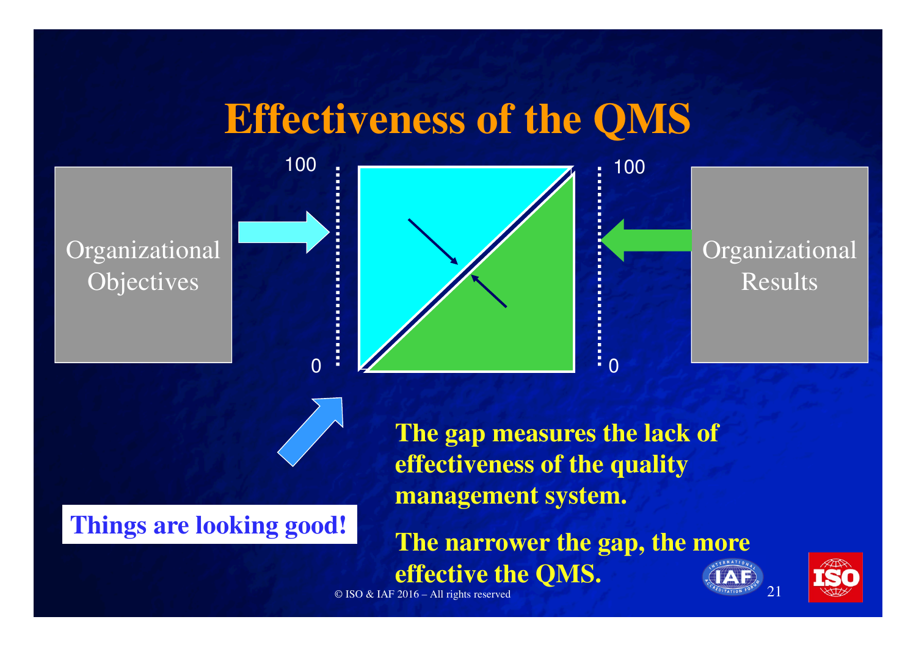# Effectiveness of the QMS

Organizational Objectives

100

0

100

0

Organizational Results

Things are looking good!

**The gap measures the lack of effectiveness of the quality management system.**

**The narrower the gap, the more effective the QMS.**

© ISO & IAF 2016 – All rights reserved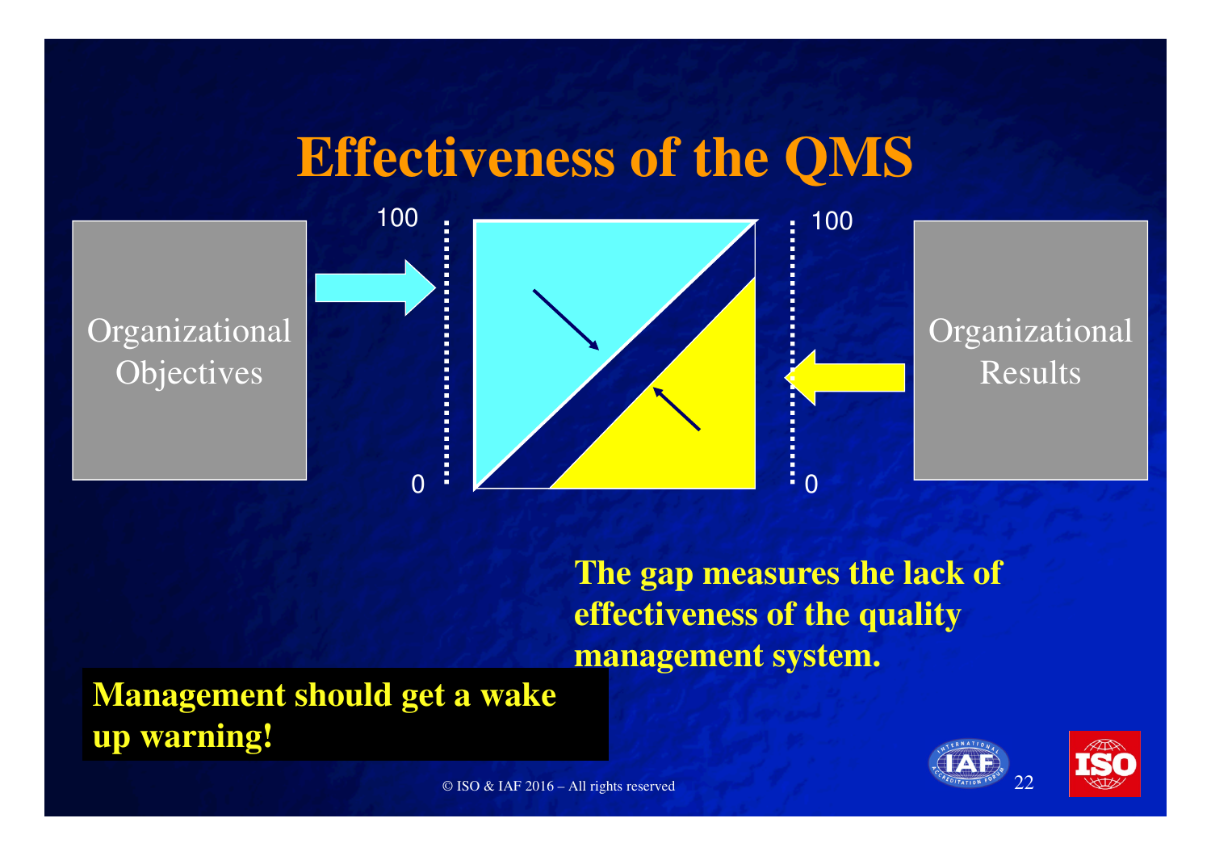# Effectiveness of the QMS

Organizational Objectives

100

0

100

0

Organizational Results

**The gap measures the lack of effectiveness of the quality management system.**

**Management should get a wake up warning!**

© ISO & IAF 2016 – All rights reserved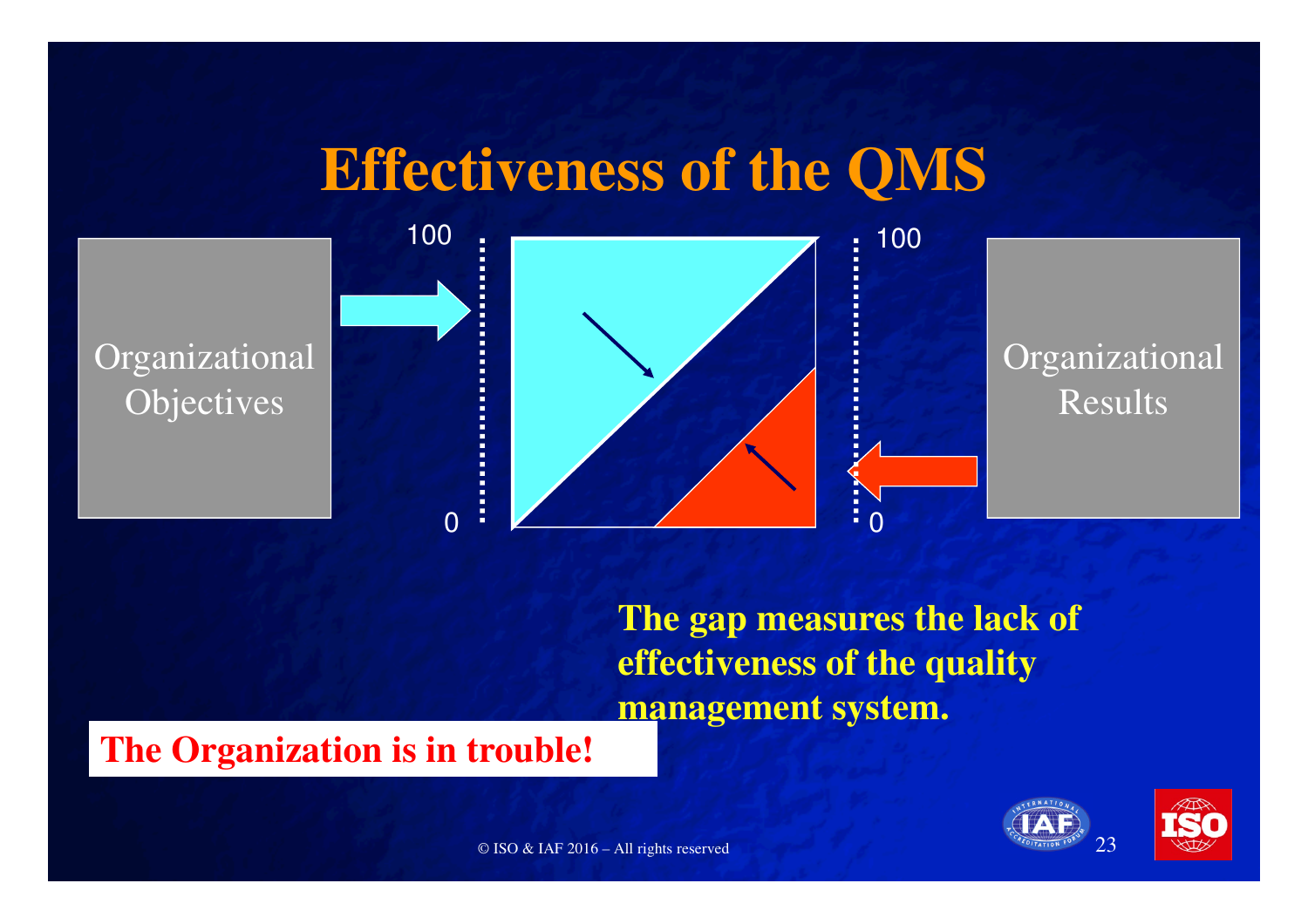# Effectiveness of the QMS

Organizational Objectives

100

0

100

0

Organizational Results

**The gap measures the lack of effectiveness of the quality management system.**

**The Organization is in trouble!**

© ISO & IAF 2016 – All rights reserved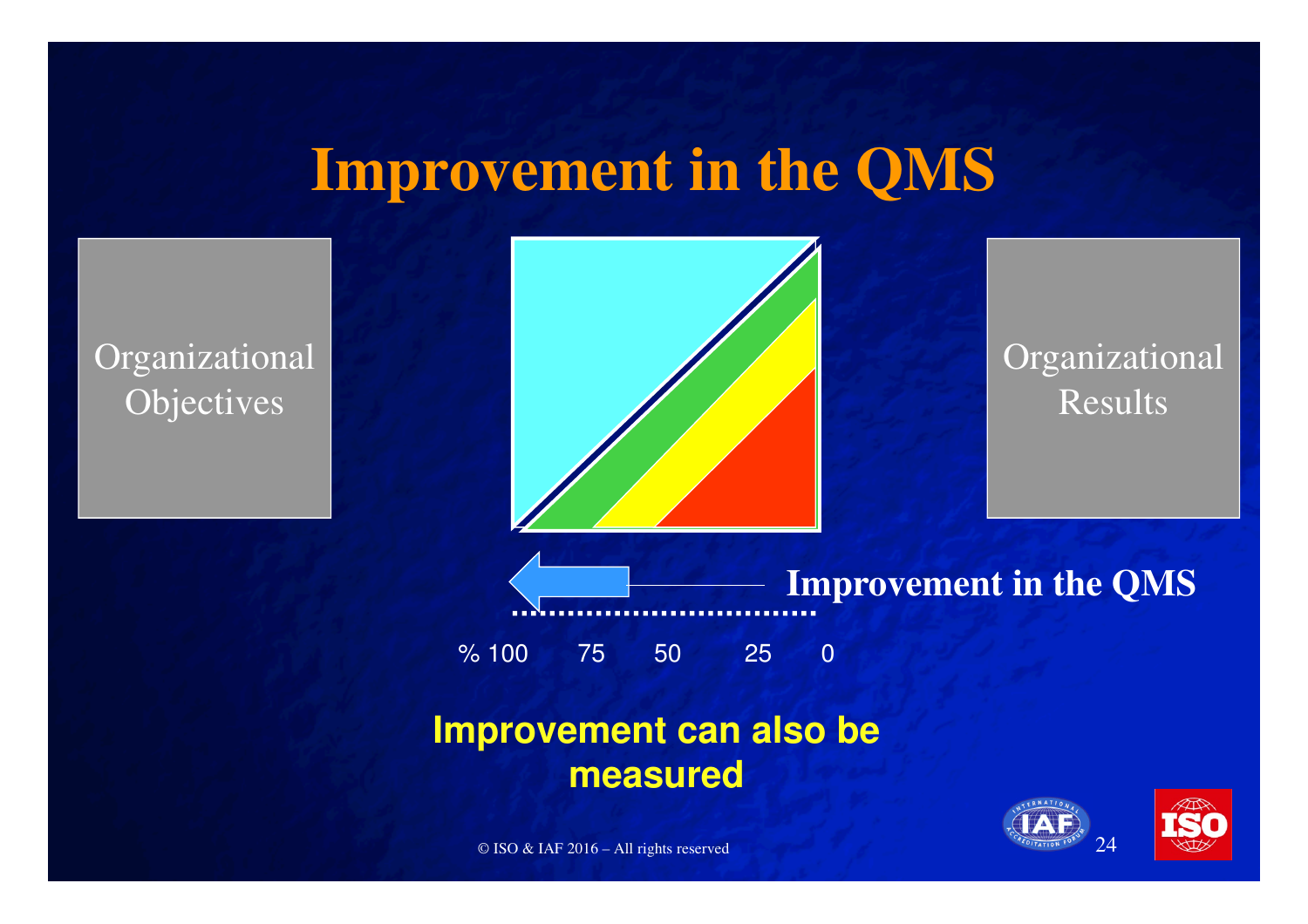# Improvement in the QMS

Organizational Objectives

Organizational Results

Improvement in the QMS

% 100 75 50 25 0

**Improvement can also be measured**

© ISO & IAF 2016 – All rights reserved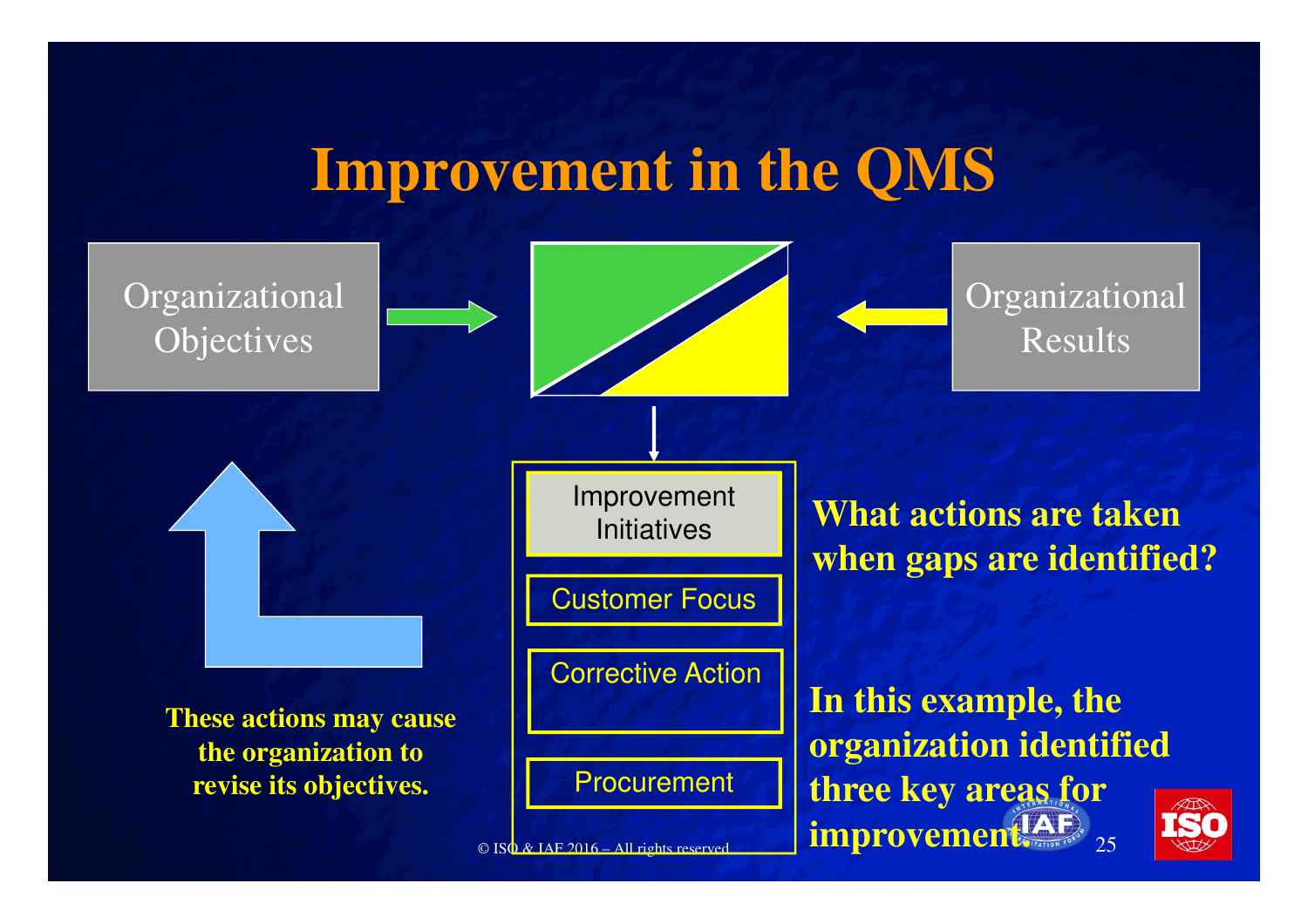# Improvement in the QMS

Organizational Objectives

Organizational Results

- Improvement Initiatives
- Customer Focus
- Corrective Action
- Procurement

**What actions are taken when gaps are identified?**

**In this example, the organization identified three key areas for improvement.**

**These actions may cause the organization to revise its objectives.**

© ISO & IAF 2016 – All rights reserved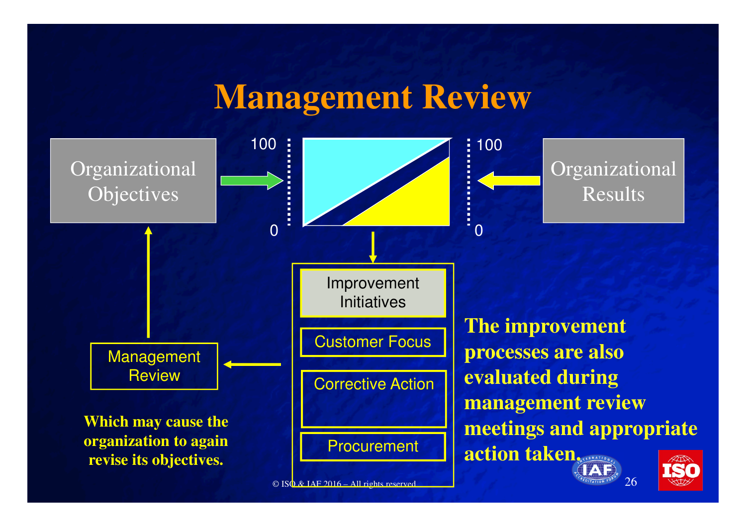# Management Review

Organizational Objectives

100

0

100

0

Organizational Results

Improvement Initiatives

Customer Focus

Corrective Action

Procurement

Management Review

**Which may cause the organization to again revise its objectives.**

**The improvement processes are also evaluated during management review meetings and appropriate action taken.**

© ISO & IAF 2016 – All rights reserved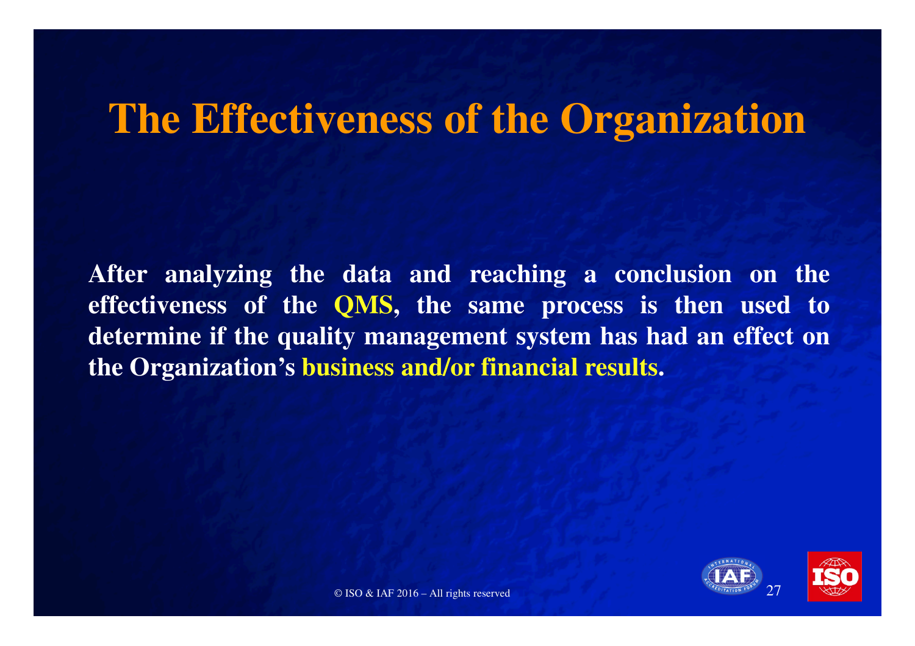# The Effectiveness of the Organization

**After analyzing the data and reaching a conclusion on the effectiveness of the QMS, the same process is then used to determine if the quality management system has had an effect on the Organization's business and/or financial results.**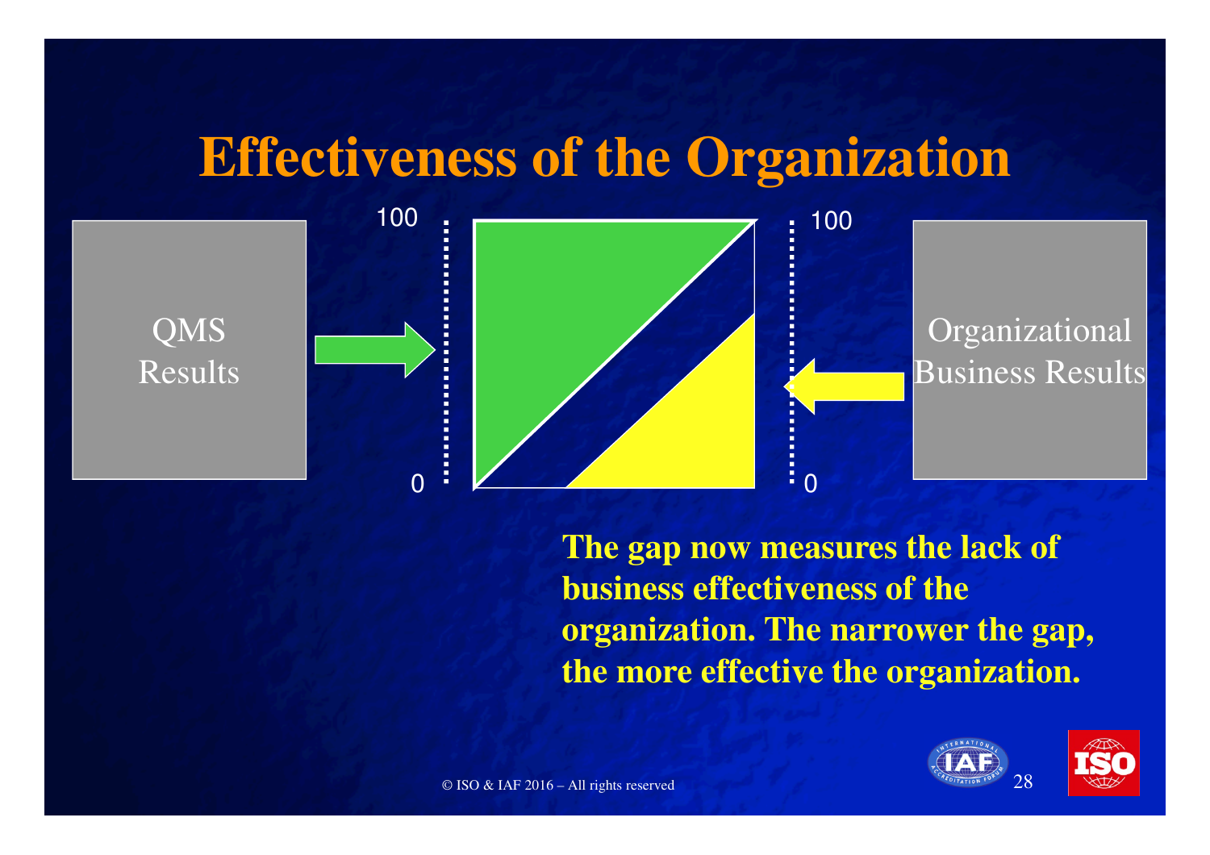# Effectiveness of the Organization

QMS Results

100

0

100

0

Organizational Business Results

**The gap now measures the lack of business effectiveness of the organization. The narrower the gap, the more effective the organization.**

© ISO & IAF 2016 – All rights reserved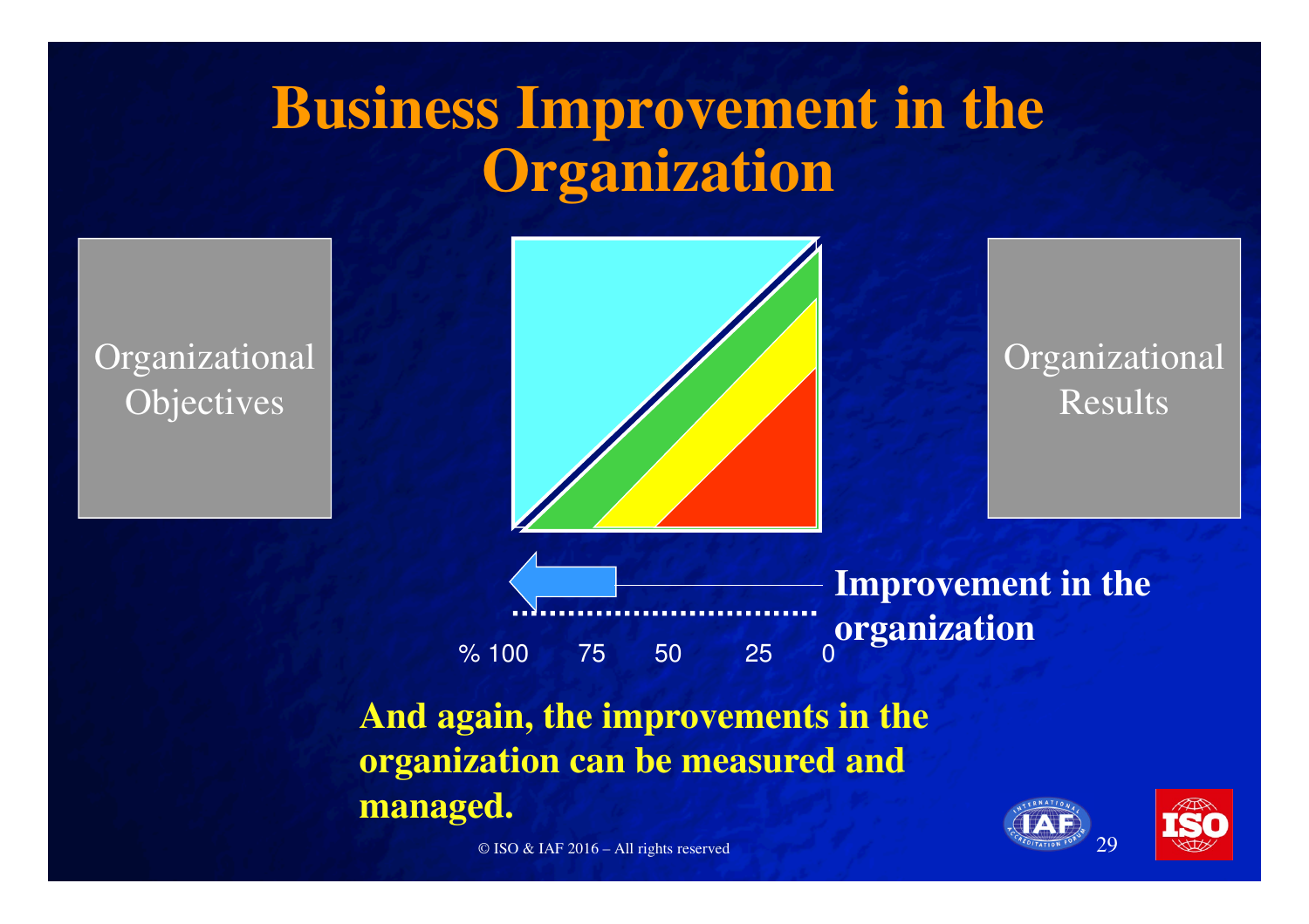# Business Improvement in the Organization

Organizational Objectives

Organizational Results

Improvement in the organization

% 100 75 50 25 0

**And again, the improvements in the organization can be measured and managed.**

© ISO & IAF 2016 – All rights reserved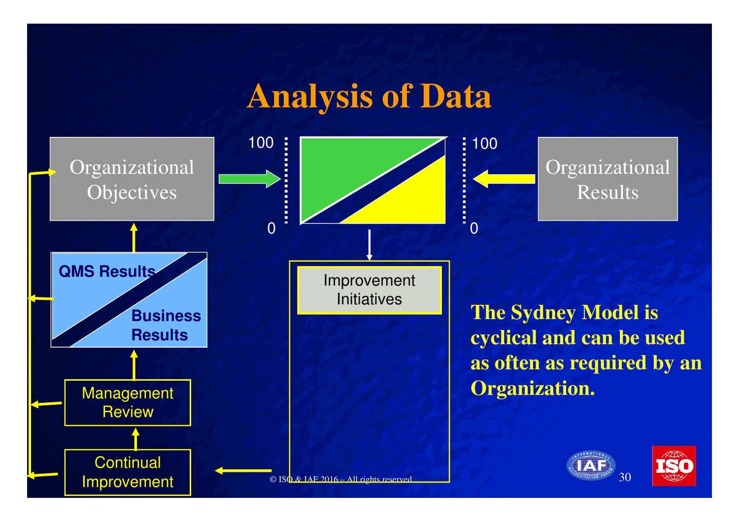# Analysis of Data

Organizational Objectives

100

0

100

0

Organizational Results

QMS Results

Business Results

Improvement Initiatives

Management Review

Continual Improvement

**The Sydney Model is cyclical and can be used as often as required by an Organization.**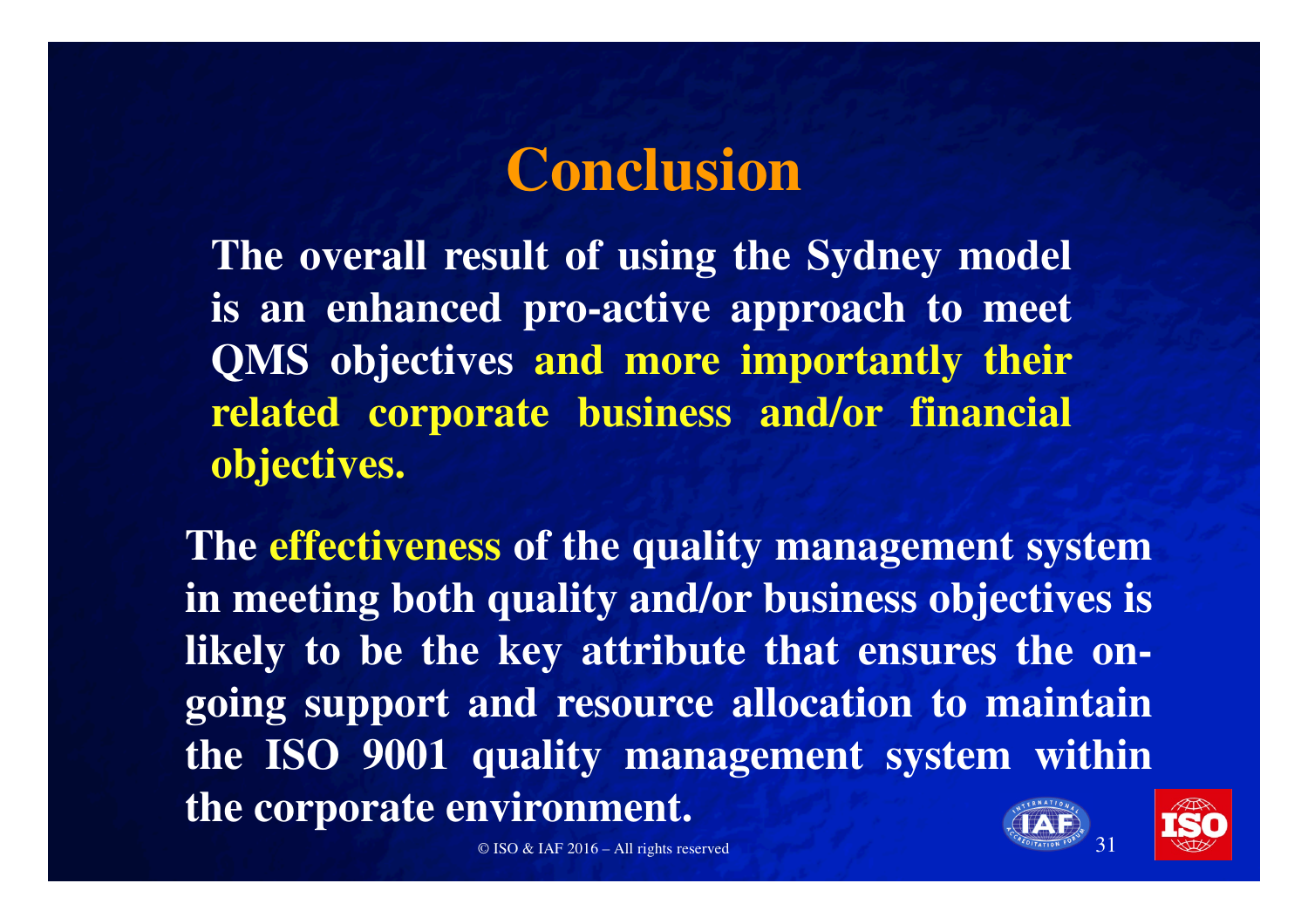# Conclusion

**The overall result of using the Sydney model is an enhanced pro-active approach to meet QMS objectives and more importantly their related corporate business and/or financial objectives.**

**The effectiveness of the quality management system in meeting both quality and/or business objectives is likely to be the key attribute that ensures the on-going support and resource allocation to maintain the ISO 9001 quality management system within the corporate environment.**

© ISO & IAF 2016 – All rights reserved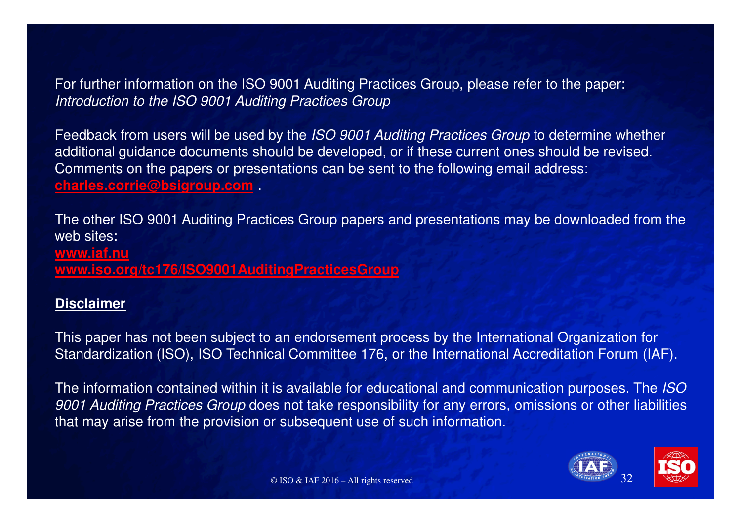For further information on the ISO 9001 Auditing Practices Group, please refer to the paper: *Introduction to the ISO 9001 Auditing Practices Group*

Feedback from users will be used by the *ISO 9001 Auditing Practices Group* to determine whether additional guidance documents should be developed, or if these current ones should be revised. Comments on the papers or presentations can be sent to the following email address: **charles.corrie@bsigroup.com** .

The other ISO 9001 Auditing Practices Group papers and presentations may be downloaded from the web sites:
**www.iaf.nu**
**www.iso.org/tc176/ISO9001AuditingPracticesGroup**

## Disclaimer

This paper has not been subject to an endorsement process by the International Organization for Standardization (ISO), ISO Technical Committee 176, or the International Accreditation Forum (IAF).

The information contained within it is available for educational and communication purposes. The *ISO 9001 Auditing Practices Group* does not take responsibility for any errors, omissions or other liabilities that may arise from the provision or subsequent use of such information.

© ISO & IAF 2016 – All rights reserved